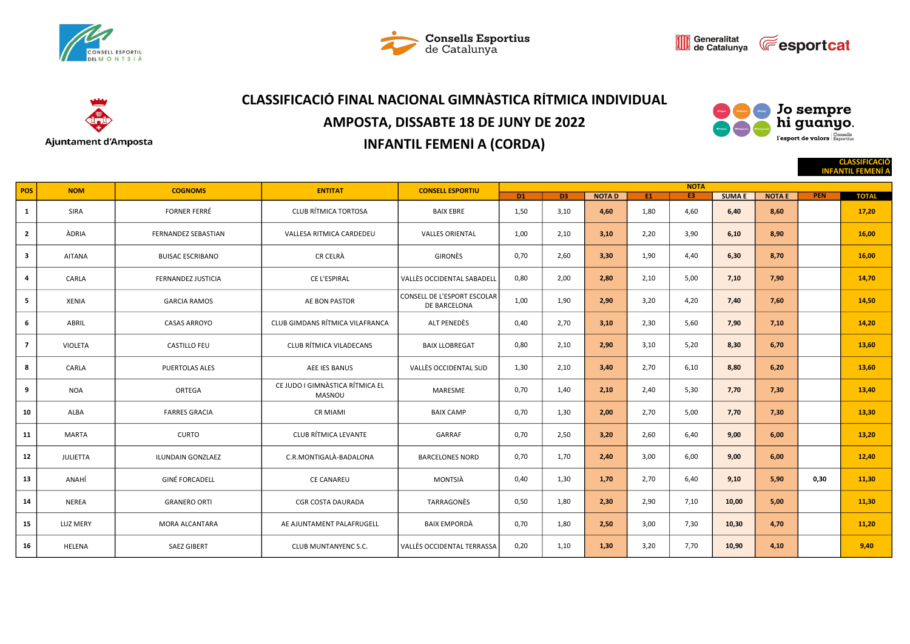# CLASSIFICACIÓ FINAL NACIONAL GIMNÀSTICA RÍTMICA INDIVIDUAL

## AMPOSTA, DISSABTE 18 DE JUNY DE 2022

## INFANTIL FEMENÍ A (CORDA)

**CLASSIFICACIÓ INFANTIL FEMENÍ A**

| POS | NOM | COGNOMS | ENTITAT | CONSELL ESPORTIU | NOTA | | | | | | | | |
|---|---|---|---|---|---|---|---|---|---|---|---|---|---|
| | | | | | D1 | D3 | NOTA D | E1 | E3 | SUMA E | NOTA E | PEN | TOTAL |
| 1 | SIRA | FORNER FERRÉ | CLUB RÍTMICA TORTOSA | BAIX EBRE | 1,50 | 3,10 | 4,60 | 1,80 | 4,60 | 6,40 | 8,60 | | 17,20 |
| 2 | ÀDRIA | FERNANDEZ SEBASTIAN | VALLESA RITMICA CARDEDEU | VALLES ORIENTAL | 1,00 | 2,10 | 3,10 | 2,20 | 3,90 | 6,10 | 8,90 | | 16,00 |
| 3 | AITANA | BUISAC ESCRIBANO | CR CELRÀ | GIRONÈS | 0,70 | 2,60 | 3,30 | 1,90 | 4,40 | 6,30 | 8,70 | | 16,00 |
| 4 | CARLA | FERNANDEZ JUSTICIA | CE L'ESPIRAL | VALLÈS OCCIDENTAL SABADELL | 0,80 | 2,00 | 2,80 | 2,10 | 5,00 | 7,10 | 7,90 | | 14,70 |
| 5 | XENIA | GARCIA RAMOS | AE BON PASTOR | CONSELL DE L'ESPORT ESCOLAR DE BARCELONA | 1,00 | 1,90 | 2,90 | 3,20 | 4,20 | 7,40 | 7,60 | | 14,50 |
| 6 | ABRIL | CASAS ARROYO | CLUB GIMDANS RÍTMICA VILAFRANCA | ALT PENEDÈS | 0,40 | 2,70 | 3,10 | 2,30 | 5,60 | 7,90 | 7,10 | | 14,20 |
| 7 | VIOLETA | CASTILLO FEU | CLUB RÍTMICA VILADECANS | BAIX LLOBREGAT | 0,80 | 2,10 | 2,90 | 3,10 | 5,20 | 8,30 | 6,70 | | 13,60 |
| 8 | CARLA | PUERTOLAS ALES | AEE IES BANUS | VALLÈS OCCIDENTAL SUD | 1,30 | 2,10 | 3,40 | 2,70 | 6,10 | 8,80 | 6,20 | | 13,60 |
| 9 | NOA | ORTEGA | CE JUDO I GIMNÀSTICA RÍTMICA EL MASNOU | MARESME | 0,70 | 1,40 | 2,10 | 2,40 | 5,30 | 7,70 | 7,30 | | 13,40 |
| 10 | ALBA | FARRES GRACIA | CR MIAMI | BAIX CAMP | 0,70 | 1,30 | 2,00 | 2,70 | 5,00 | 7,70 | 7,30 | | 13,30 |
| 11 | MARTA | CURTO | CLUB RÍTMICA LEVANTE | GARRAF | 0,70 | 2,50 | 3,20 | 2,60 | 6,40 | 9,00 | 6,00 | | 13,20 |
| 12 | JULIETTA | ILUNDAIN GONZLAEZ | C.R.MONTIGALÀ-BADALONA | BARCELONES NORD | 0,70 | 1,70 | 2,40 | 3,00 | 6,00 | 9,00 | 6,00 | | 12,40 |
| 13 | ANAHÍ | GINÉ FORCADELL | CE CANAREU | MONTSIÀ | 0,40 | 1,30 | 1,70 | 2,70 | 6,40 | 9,10 | 5,90 | 0,30 | 11,30 |
| 14 | NEREA | GRANERO ORTI | CGR COSTA DAURADA | TARRAGONÈS | 0,50 | 1,80 | 2,30 | 2,90 | 7,10 | 10,00 | 5,00 | | 11,30 |
| 15 | LUZ MERY | MORA ALCANTARA | AE AJUNTAMENT PALAFRUGELL | BAIX EMPORDÀ | 0,70 | 1,80 | 2,50 | 3,00 | 7,30 | 10,30 | 4,70 | | 11,20 |
| 16 | HELENA | SAEZ GIBERT | CLUB MUNTANYENC S.C. | VALLÈS OCCIDENTAL TERRASSA | 0,20 | 1,10 | 1,30 | 3,20 | 7,70 | 10,90 | 4,10 | | 9,40 |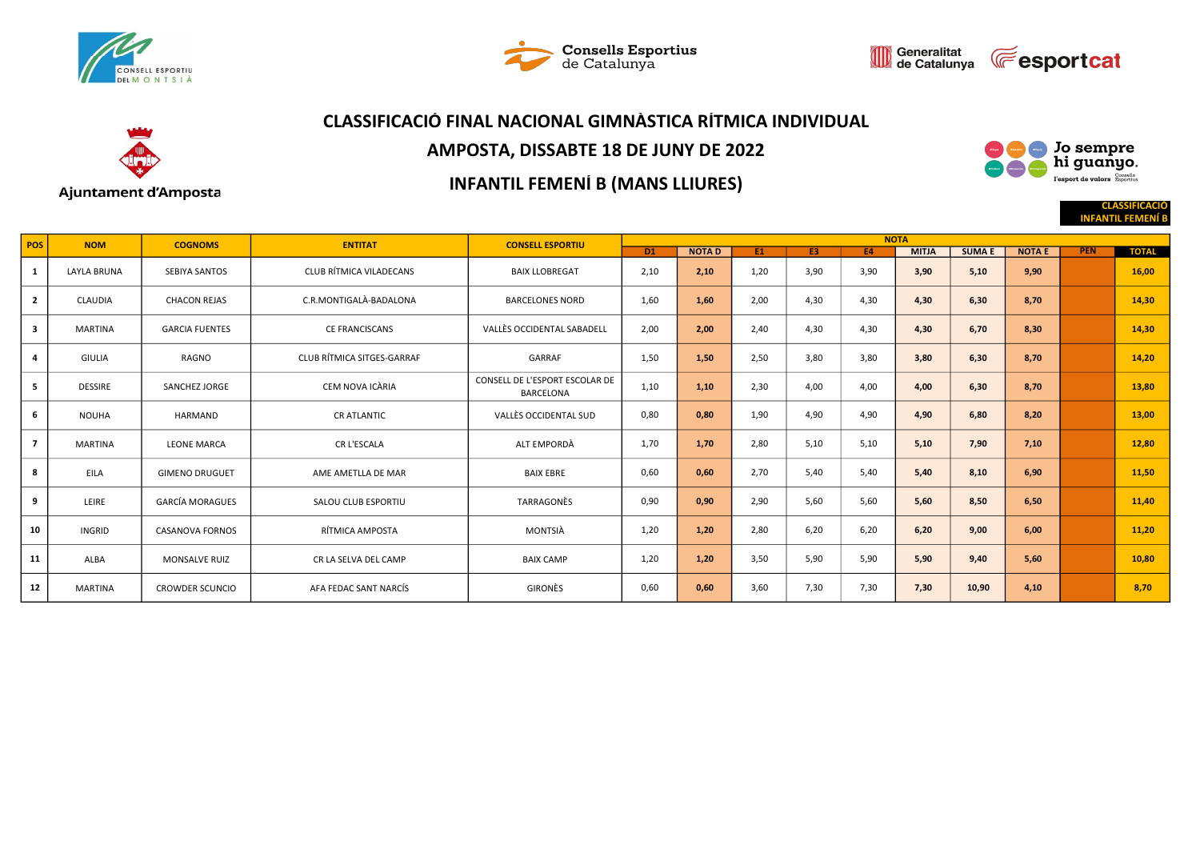# CLASSIFICACIÓ FINAL NACIONAL GIMNÀSTICA RÍTMICA INDIVIDUAL

## AMPOSTA, DISSABTE 18 DE JUNY DE 2022

## INFANTIL FEMENÍ B (MANS LLIURES)

Ajuntament d'Amposta

Jo sempre hi guanyo. l'esport de valors

**CLASSIFICACIÓ INFANTIL FEMENÍ B**

| POS | NOM | COGNOMS | ENTITAT | CONSELL ESPORTIU | NOTA | | | | | | | | | |
|---|---|---|---|---|---|---|---|---|---|---|---|---|---|---|
| | | | | | D1 | NOTA D | E1 | E3 | E4 | MITJA | SUMA E | NOTA E | PEN | TOTAL |
| 1 | LAYLA BRUNA | SEBIYA SANTOS | CLUB RÍTMICA VILADECANS | BAIX LLOBREGAT | 2,10 | **2,10** | 1,20 | 3,90 | 3,90 | **3,90** | **5,10** | **9,90** | | **16,00** |
| 2 | CLAUDIA | CHACON REJAS | C.R.MONTIGALÀ-BADALONA | BARCELONES NORD | 1,60 | **1,60** | 2,00 | 4,30 | 4,30 | **4,30** | **6,30** | **8,70** | | **14,30** |
| 3 | MARTINA | GARCIA FUENTES | CE FRANCISCANS | VALLÈS OCCIDENTAL SABADELL | 2,00 | **2,00** | 2,40 | 4,30 | 4,30 | **4,30** | **6,70** | **8,30** | | **14,30** |
| 4 | GIULIA | RAGNO | CLUB RÍTMICA SITGES-GARRAF | GARRAF | 1,50 | **1,50** | 2,50 | 3,80 | 3,80 | **3,80** | **6,30** | **8,70** | | **14,20** |
| 5 | DESSIRE | SANCHEZ JORGE | CEM NOVA ICÀRIA | CONSELL DE L'ESPORT ESCOLAR DE BARCELONA | 1,10 | **1,10** | 2,30 | 4,00 | 4,00 | **4,00** | **6,30** | **8,70** | | **13,80** |
| 6 | NOUHA | HARMAND | CR ATLANTIC | VALLÈS OCCIDENTAL SUD | 0,80 | **0,80** | 1,90 | 4,90 | 4,90 | **4,90** | **6,80** | **8,20** | | **13,00** |
| 7 | MARTINA | LEONE MARCA | CR L'ESCALA | ALT EMPORDÀ | 1,70 | **1,70** | 2,80 | 5,10 | 5,10 | **5,10** | **7,90** | **7,10** | | **12,80** |
| 8 | EILA | GIMENO DRUGUET | AME AMETLLA DE MAR | BAIX EBRE | 0,60 | **0,60** | 2,70 | 5,40 | 5,40 | **5,40** | **8,10** | **6,90** | | **11,50** |
| 9 | LEIRE | GARCÍA MORAGUES | SALOU CLUB ESPORTIU | TARRAGONÈS | 0,90 | **0,90** | 2,90 | 5,60 | 5,60 | **5,60** | **8,50** | **6,50** | | **11,40** |
| 10 | INGRID | CASANOVA FORNOS | RÍTMICA AMPOSTA | MONTSIÀ | 1,20 | **1,20** | 2,80 | 6,20 | 6,20 | **6,20** | **9,00** | **6,00** | | **11,20** |
| 11 | ALBA | MONSALVE RUIZ | CR LA SELVA DEL CAMP | BAIX CAMP | 1,20 | **1,20** | 3,50 | 5,90 | 5,90 | **5,90** | **9,40** | **5,60** | | **10,80** |
| 12 | MARTINA | CROWDER SCUNCIO | AFA FEDAC SANT NARCÍS | GIRONÈS | 0,60 | **0,60** | 3,60 | 7,30 | 7,30 | **7,30** | **10,90** | **4,10** | | **8,70** |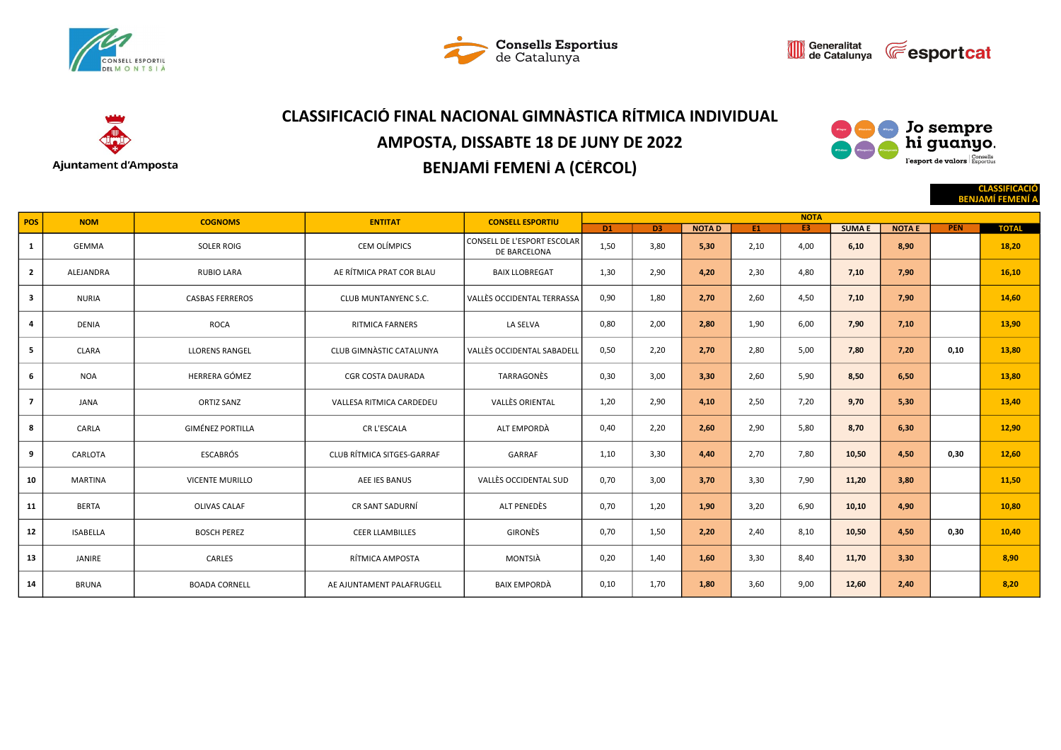# CLASSIFICACIÓ FINAL NACIONAL GIMNÀSTICA RÍTMICA INDIVIDUAL

## AMPOSTA, DISSABTE 18 DE JUNY DE 2022

## BENJAMÍ FEMENÍ A (CÈRCOL)

**CLASSIFICACIÓ BENJAMÍ FEMENÍ A**

| POS | NOM | COGNOMS | ENTITAT | CONSELL ESPORTIU | NOTA | | | | | | | | |
|---|---|---|---|---|---|---|---|---|---|---|---|---|---|
| | | | | | D1 | D3 | NOTA D | E1 | E3 | SUMA E | NOTA E | PEN | TOTAL |
| 1 | GEMMA | SOLER ROIG | CEM OLÍMPICS | CONSELL DE L'ESPORT ESCOLAR DE BARCELONA | 1,50 | 3,80 | 5,30 | 2,10 | 4,00 | 6,10 | 8,90 | | 18,20 |
| 2 | ALEJANDRA | RUBIO LARA | AE RÍTMICA PRAT COR BLAU | BAIX LLOBREGAT | 1,30 | 2,90 | 4,20 | 2,30 | 4,80 | 7,10 | 7,90 | | 16,10 |
| 3 | NURIA | CASBAS FERREROS | CLUB MUNTANYENC S.C. | VALLÈS OCCIDENTAL TERRASSA | 0,90 | 1,80 | 2,70 | 2,60 | 4,50 | 7,10 | 7,90 | | 14,60 |
| 4 | DENIA | ROCA | RITMICA FARNERS | LA SELVA | 0,80 | 2,00 | 2,80 | 1,90 | 6,00 | 7,90 | 7,10 | | 13,90 |
| 5 | CLARA | LLORENS RANGEL | CLUB GIMNÀSTIC CATALUNYA | VALLÈS OCCIDENTAL SABADELL | 0,50 | 2,20 | 2,70 | 2,80 | 5,00 | 7,80 | 7,20 | 0,10 | 13,80 |
| 6 | NOA | HERRERA GÓMEZ | CGR COSTA DAURADA | TARRAGONÈS | 0,30 | 3,00 | 3,30 | 2,60 | 5,90 | 8,50 | 6,50 | | 13,80 |
| 7 | JANA | ORTIZ SANZ | VALLESA RITMICA CARDEDEU | VALLÈS ORIENTAL | 1,20 | 2,90 | 4,10 | 2,50 | 7,20 | 9,70 | 5,30 | | 13,40 |
| 8 | CARLA | GIMÉNEZ PORTILLA | CR L'ESCALA | ALT EMPORDÀ | 0,40 | 2,20 | 2,60 | 2,90 | 5,80 | 8,70 | 6,30 | | 12,90 |
| 9 | CARLOTA | ESCABRÓS | CLUB RÍTMICA SITGES-GARRAF | GARRAF | 1,10 | 3,30 | 4,40 | 2,70 | 7,80 | 10,50 | 4,50 | 0,30 | 12,60 |
| 10 | MARTINA | VICENTE MURILLO | AEE IES BANUS | VALLÈS OCCIDENTAL SUD | 0,70 | 3,00 | 3,70 | 3,30 | 7,90 | 11,20 | 3,80 | | 11,50 |
| 11 | BERTA | OLIVAS CALAF | CR SANT SADURNÍ | ALT PENEDÈS | 0,70 | 1,20 | 1,90 | 3,20 | 6,90 | 10,10 | 4,90 | | 10,80 |
| 12 | ISABELLA | BOSCH PEREZ | CEER LLAMBILLES | GIRONÈS | 0,70 | 1,50 | 2,20 | 2,40 | 8,10 | 10,50 | 4,50 | 0,30 | 10,40 |
| 13 | JANIRE | CARLES | RÍTMICA AMPOSTA | MONTSIÀ | 0,20 | 1,40 | 1,60 | 3,30 | 8,40 | 11,70 | 3,30 | | 8,90 |
| 14 | BRUNA | BOADA CORNELL | AE AJUNTAMENT PALAFRUGELL | BAIX EMPORDÀ | 0,10 | 1,70 | 1,80 | 3,60 | 9,00 | 12,60 | 2,40 | | 8,20 |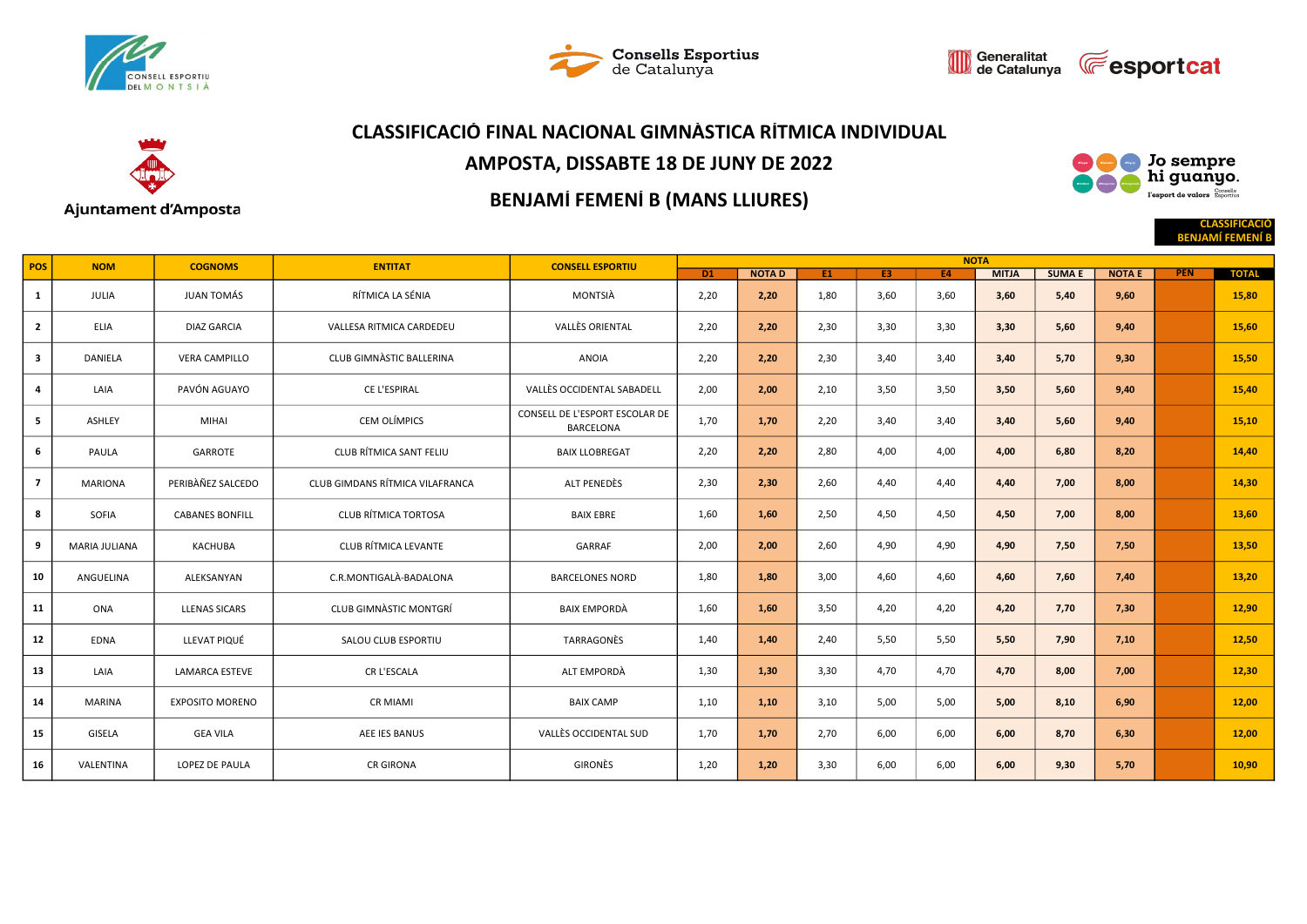# CLASSIFICACIÓ FINAL NACIONAL GIMNÀSTICA RÍTMICA INDIVIDUAL

## AMPOSTA, DISSABTE 18 DE JUNY DE 2022

## BENJAMÍ FEMENÍ B (MANS LLIURES)

CLASSIFICACIÓ BENJAMÍ FEMENÍ B

| POS | NOM | COGNOMS | ENTITAT | CONSELL ESPORTIU | NOTA | | | | | | | | | |
|---|---|---|---|---|---|---|---|---|---|---|---|---|---|---|
| | | | | | D1 | NOTA D | E1 | E3 | E4 | MITJA | SUMA E | NOTA E | PEN | TOTAL |
| 1 | JULIA | JUAN TOMÁS | RÍTMICA LA SÉNIA | MONTSIÀ | 2,20 | 2,20 | 1,80 | 3,60 | 3,60 | 3,60 | 5,40 | 9,60 | | 15,80 |
| 2 | ELIA | DIAZ GARCIA | VALLESA RITMICA CARDEDEU | VALLÈS ORIENTAL | 2,20 | 2,20 | 2,30 | 3,30 | 3,30 | 3,30 | 5,60 | 9,40 | | 15,60 |
| 3 | DANIELA | VERA CAMPILLO | CLUB GIMNÀSTIC BALLERINA | ANOIA | 2,20 | 2,20 | 2,30 | 3,40 | 3,40 | 3,40 | 5,70 | 9,30 | | 15,50 |
| 4 | LAIA | PAVÓN AGUAYO | CE L'ESPIRAL | VALLÈS OCCIDENTAL SABADELL | 2,00 | 2,00 | 2,10 | 3,50 | 3,50 | 3,50 | 5,60 | 9,40 | | 15,40 |
| 5 | ASHLEY | MIHAI | CEM OLÍMPICS | CONSELL DE L'ESPORT ESCOLAR DE BARCELONA | 1,70 | 1,70 | 2,20 | 3,40 | 3,40 | 3,40 | 5,60 | 9,40 | | 15,10 |
| 6 | PAULA | GARROTE | CLUB RÍTMICA SANT FELIU | BAIX LLOBREGAT | 2,20 | 2,20 | 2,80 | 4,00 | 4,00 | 4,00 | 6,80 | 8,20 | | 14,40 |
| 7 | MARIONA | PERIBÀÑEZ SALCEDO | CLUB GIMDANS RÍTMICA VILAFRANCA | ALT PENEDÈS | 2,30 | 2,30 | 2,60 | 4,40 | 4,40 | 4,40 | 7,00 | 8,00 | | 14,30 |
| 8 | SOFIA | CABANES BONFILL | CLUB RÍTMICA TORTOSA | BAIX EBRE | 1,60 | 1,60 | 2,50 | 4,50 | 4,50 | 4,50 | 7,00 | 8,00 | | 13,60 |
| 9 | MARIA JULIANA | KACHUBA | CLUB RÍTMICA LEVANTE | GARRAF | 2,00 | 2,00 | 2,60 | 4,90 | 4,90 | 4,90 | 7,50 | 7,50 | | 13,50 |
| 10 | ANGUELINA | ALEKSANYAN | C.R.MONTIGALÀ-BADALONA | BARCELONES NORD | 1,80 | 1,80 | 3,00 | 4,60 | 4,60 | 4,60 | 7,60 | 7,40 | | 13,20 |
| 11 | ONA | LLENAS SICARS | CLUB GIMNÀSTIC MONTGRÍ | BAIX EMPORDÀ | 1,60 | 1,60 | 3,50 | 4,20 | 4,20 | 4,20 | 7,70 | 7,30 | | 12,90 |
| 12 | EDNA | LLEVAT PIQUÉ | SALOU CLUB ESPORTIU | TARRAGONÈS | 1,40 | 1,40 | 2,40 | 5,50 | 5,50 | 5,50 | 7,90 | 7,10 | | 12,50 |
| 13 | LAIA | LAMARCA ESTEVE | CR L'ESCALA | ALT EMPORDÀ | 1,30 | 1,30 | 3,30 | 4,70 | 4,70 | 4,70 | 8,00 | 7,00 | | 12,30 |
| 14 | MARINA | EXPOSITO MORENO | CR MIAMI | BAIX CAMP | 1,10 | 1,10 | 3,10 | 5,00 | 5,00 | 5,00 | 8,10 | 6,90 | | 12,00 |
| 15 | GISELA | GEA VILA | AEE IES BANUS | VALLÈS OCCIDENTAL SUD | 1,70 | 1,70 | 2,70 | 6,00 | 6,00 | 6,00 | 8,70 | 6,30 | | 12,00 |
| 16 | VALENTINA | LOPEZ DE PAULA | CR GIRONA | GIRONÈS | 1,20 | 1,20 | 3,30 | 6,00 | 6,00 | 6,00 | 9,30 | 5,70 | | 10,90 |